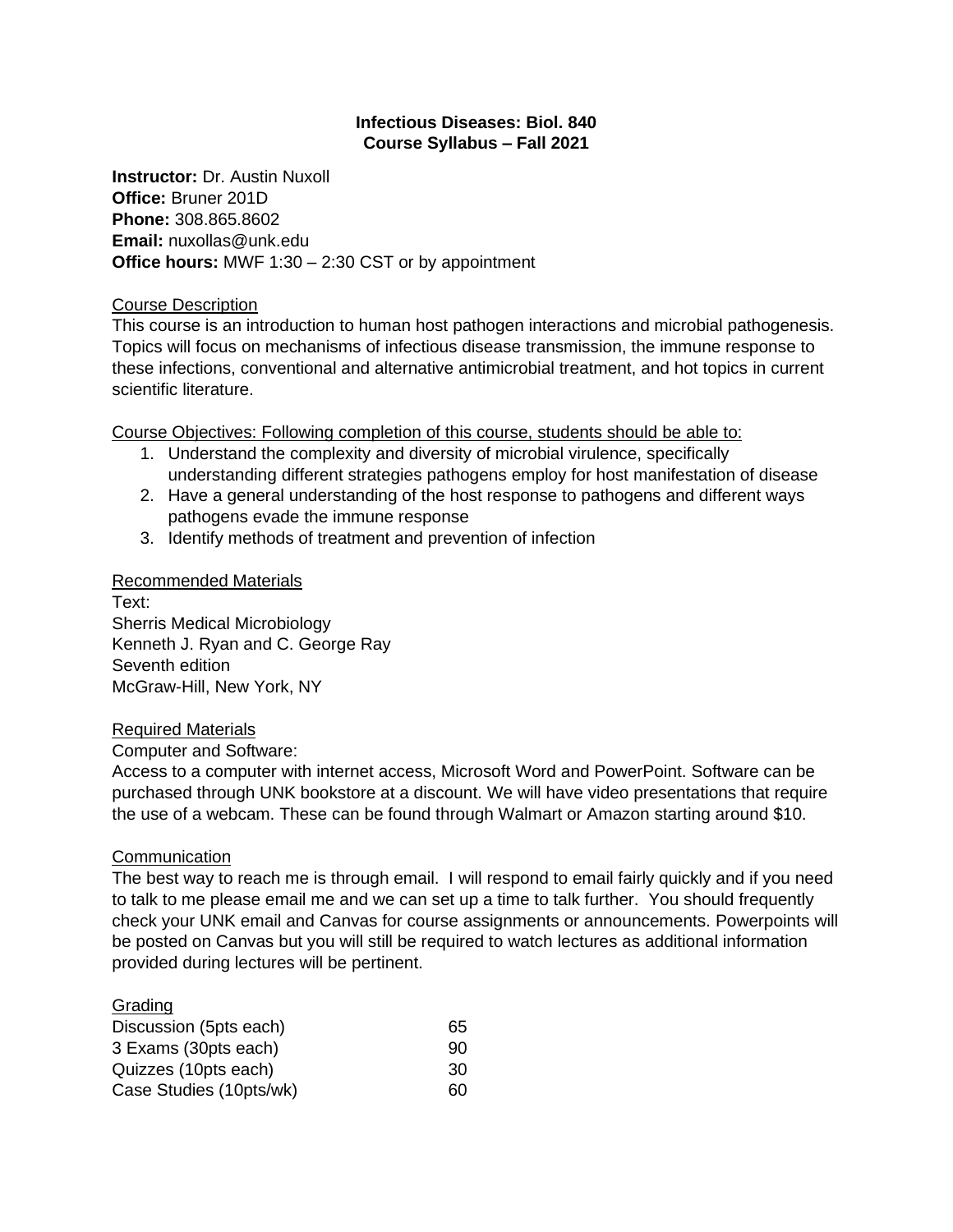**Infectious Diseases: Biol. 840**
**Course Syllabus – Fall 2021**

**Instructor:** Dr. Austin Nuxoll
**Office:** Bruner 201D
**Phone:** 308.865.8602
**Email:** nuxollas@unk.edu
**Office hours:** MWF 1:30 – 2:30 CST or by appointment

## Course Description

This course is an introduction to human host pathogen interactions and microbial pathogenesis. Topics will focus on mechanisms of infectious disease transmission, the immune response to these infections, conventional and alternative antimicrobial treatment, and hot topics in current scientific literature.

## Course Objectives: Following completion of this course, students should be able to:

1. Understand the complexity and diversity of microbial virulence, specifically understanding different strategies pathogens employ for host manifestation of disease
2. Have a general understanding of the host response to pathogens and different ways pathogens evade the immune response
3. Identify methods of treatment and prevention of infection

## Recommended Materials

Text:
Sherris Medical Microbiology
Kenneth J. Ryan and C. George Ray
Seventh edition
McGraw-Hill, New York, NY

## Required Materials

Computer and Software:
Access to a computer with internet access, Microsoft Word and PowerPoint. Software can be purchased through UNK bookstore at a discount. We will have video presentations that require the use of a webcam. These can be found through Walmart or Amazon starting around $10.

## Communication

The best way to reach me is through email. I will respond to email fairly quickly and if you need to talk to me please email me and we can set up a time to talk further. You should frequently check your UNK email and Canvas for course assignments or announcements. Powerpoints will be posted on Canvas but you will still be required to watch lectures as additional information provided during lectures will be pertinent.

## Grading

| | |
|---|---|
| Discussion (5pts each) | 65 |
| 3 Exams (30pts each) | 90 |
| Quizzes (10pts each) | 30 |
| Case Studies (10pts/wk) | 60 |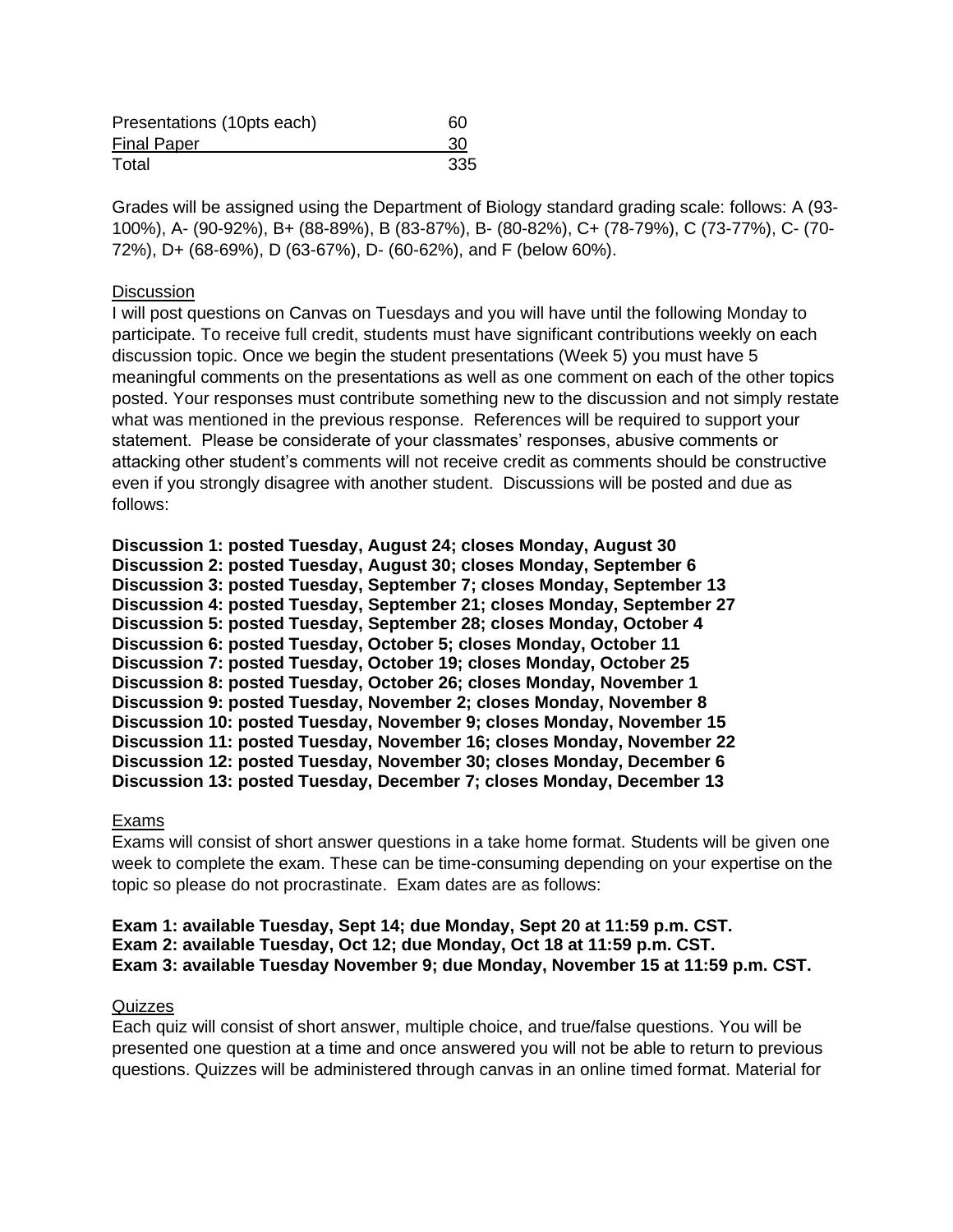| | |
|---|---|
| Presentations (10pts each) | 60 |
| Final Paper | 30 |
| Total | 335 |

Grades will be assigned using the Department of Biology standard grading scale: follows: A (93-100%), A- (90-92%), B+ (88-89%), B (83-87%), B- (80-82%), C+ (78-79%), C (73-77%), C- (70-72%), D+ (68-69%), D (63-67%), D- (60-62%), and F (below 60%).

## Discussion

I will post questions on Canvas on Tuesdays and you will have until the following Monday to participate. To receive full credit, students must have significant contributions weekly on each discussion topic. Once we begin the student presentations (Week 5) you must have 5 meaningful comments on the presentations as well as one comment on each of the other topics posted. Your responses must contribute something new to the discussion and not simply restate what was mentioned in the previous response. References will be required to support your statement. Please be considerate of your classmates' responses, abusive comments or attacking other student's comments will not receive credit as comments should be constructive even if you strongly disagree with another student. Discussions will be posted and due as follows:

**Discussion 1: posted Tuesday, August 24; closes Monday, August 30**
**Discussion 2: posted Tuesday, August 30; closes Monday, September 6**
**Discussion 3: posted Tuesday, September 7; closes Monday, September 13**
**Discussion 4: posted Tuesday, September 21; closes Monday, September 27**
**Discussion 5: posted Tuesday, September 28; closes Monday, October 4**
**Discussion 6: posted Tuesday, October 5; closes Monday, October 11**
**Discussion 7: posted Tuesday, October 19; closes Monday, October 25**
**Discussion 8: posted Tuesday, October 26; closes Monday, November 1**
**Discussion 9: posted Tuesday, November 2; closes Monday, November 8**
**Discussion 10: posted Tuesday, November 9; closes Monday, November 15**
**Discussion 11: posted Tuesday, November 16; closes Monday, November 22**
**Discussion 12: posted Tuesday, November 30; closes Monday, December 6**
**Discussion 13: posted Tuesday, December 7; closes Monday, December 13**

## Exams

Exams will consist of short answer questions in a take home format. Students will be given one week to complete the exam. These can be time-consuming depending on your expertise on the topic so please do not procrastinate. Exam dates are as follows:

**Exam 1: available Tuesday, Sept 14; due Monday, Sept 20 at 11:59 p.m. CST.**
**Exam 2: available Tuesday, Oct 12; due Monday, Oct 18 at 11:59 p.m. CST.**
**Exam 3: available Tuesday November 9; due Monday, November 15 at 11:59 p.m. CST.**

## Quizzes

Each quiz will consist of short answer, multiple choice, and true/false questions. You will be presented one question at a time and once answered you will not be able to return to previous questions. Quizzes will be administered through canvas in an online timed format. Material for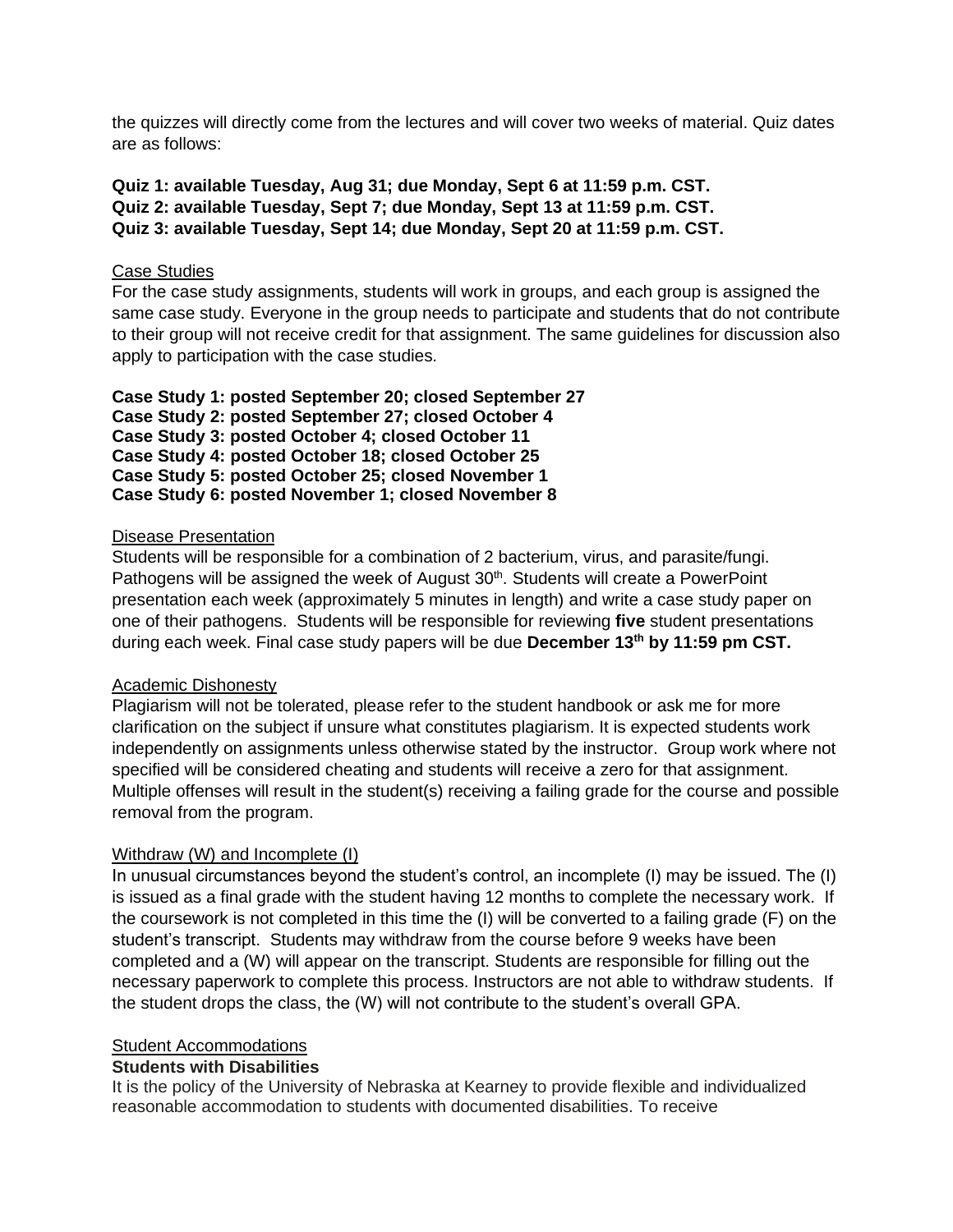the quizzes will directly come from the lectures and will cover two weeks of material. Quiz dates are as follows:

**Quiz 1: available Tuesday, Aug 31; due Monday, Sept 6 at 11:59 p.m. CST.**
**Quiz 2: available Tuesday, Sept 7; due Monday, Sept 13 at 11:59 p.m. CST.**
**Quiz 3: available Tuesday, Sept 14; due Monday, Sept 20 at 11:59 p.m. CST.**

## Case Studies

For the case study assignments, students will work in groups, and each group is assigned the same case study. Everyone in the group needs to participate and students that do not contribute to their group will not receive credit for that assignment. The same guidelines for discussion also apply to participation with the case studies.

**Case Study 1: posted September 20; closed September 27**
**Case Study 2: posted September 27; closed October 4**
**Case Study 3: posted October 4; closed October 11**
**Case Study 4: posted October 18; closed October 25**
**Case Study 5: posted October 25; closed November 1**
**Case Study 6: posted November 1; closed November 8**

## Disease Presentation

Students will be responsible for a combination of 2 bacterium, virus, and parasite/fungi. Pathogens will be assigned the week of August 30th. Students will create a PowerPoint presentation each week (approximately 5 minutes in length) and write a case study paper on one of their pathogens. Students will be responsible for reviewing **five** student presentations during each week. Final case study papers will be due **December 13th by 11:59 pm CST.**

## Academic Dishonesty

Plagiarism will not be tolerated, please refer to the student handbook or ask me for more clarification on the subject if unsure what constitutes plagiarism. It is expected students work independently on assignments unless otherwise stated by the instructor. Group work where not specified will be considered cheating and students will receive a zero for that assignment. Multiple offenses will result in the student(s) receiving a failing grade for the course and possible removal from the program.

## Withdraw (W) and Incomplete (I)

In unusual circumstances beyond the student's control, an incomplete (I) may be issued. The (I) is issued as a final grade with the student having 12 months to complete the necessary work. If the coursework is not completed in this time the (I) will be converted to a failing grade (F) on the student's transcript. Students may withdraw from the course before 9 weeks have been completed and a (W) will appear on the transcript. Students are responsible for filling out the necessary paperwork to complete this process. Instructors are not able to withdraw students. If the student drops the class, the (W) will not contribute to the student's overall GPA.

## Student Accommodations

### Students with Disabilities

It is the policy of the University of Nebraska at Kearney to provide flexible and individualized reasonable accommodation to students with documented disabilities. To receive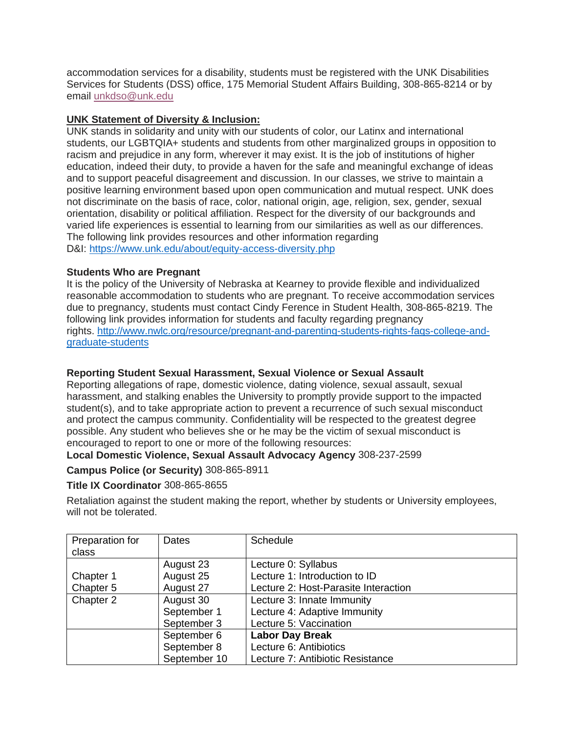accommodation services for a disability, students must be registered with the UNK Disabilities Services for Students (DSS) office, 175 Memorial Student Affairs Building, 308-865-8214 or by email [unkdso@unk.edu](mailto:unkdso@unk.edu)

**UNK Statement of Diversity & Inclusion:**

UNK stands in solidarity and unity with our students of color, our Latinx and international students, our LGBTQIA+ students and students from other marginalized groups in opposition to racism and prejudice in any form, wherever it may exist. It is the job of institutions of higher education, indeed their duty, to provide a haven for the safe and meaningful exchange of ideas and to support peaceful disagreement and discussion. In our classes, we strive to maintain a positive learning environment based upon open communication and mutual respect. UNK does not discriminate on the basis of race, color, national origin, age, religion, sex, gender, sexual orientation, disability or political affiliation. Respect for the diversity of our backgrounds and varied life experiences is essential to learning from our similarities as well as our differences. The following link provides resources and other information regarding D&I: [https://www.unk.edu/about/equity-access-diversity.php](https://www.unk.edu/about/equity-access-diversity.php)

**Students Who are Pregnant**

It is the policy of the University of Nebraska at Kearney to provide flexible and individualized reasonable accommodation to students who are pregnant. To receive accommodation services due to pregnancy, students must contact Cindy Ference in Student Health, 308-865-8219. The following link provides information for students and faculty regarding pregnancy rights. [http://www.nwlc.org/resource/pregnant-and-parenting-students-rights-faqs-college-and-graduate-students](http://www.nwlc.org/resource/pregnant-and-parenting-students-rights-faqs-college-and-graduate-students)

**Reporting Student Sexual Harassment, Sexual Violence or Sexual Assault**

Reporting allegations of rape, domestic violence, dating violence, sexual assault, sexual harassment, and stalking enables the University to promptly provide support to the impacted student(s), and to take appropriate action to prevent a recurrence of such sexual misconduct and protect the campus community. Confidentiality will be respected to the greatest degree possible. Any student who believes she or he may be the victim of sexual misconduct is encouraged to report to one or more of the following resources:

**Local Domestic Violence, Sexual Assault Advocacy Agency** 308-237-2599

**Campus Police (or Security)** 308-865-8911

**Title IX Coordinator** 308-865-8655

Retaliation against the student making the report, whether by students or University employees, will not be tolerated.

| Preparation for class | Dates | Schedule |
|---|---|---|
| | August 23 | Lecture 0: Syllabus |
| Chapter 1 | August 25 | Lecture 1: Introduction to ID |
| Chapter 5 | August 27 | Lecture 2: Host-Parasite Interaction |
| Chapter 2 | August 30 | Lecture 3: Innate Immunity |
| | September 1 | Lecture 4: Adaptive Immunity |
| | September 3 | Lecture 5: Vaccination |
| | September 6 | **Labor Day Break** |
| | September 8 | Lecture 6: Antibiotics |
| | September 10 | Lecture 7: Antibiotic Resistance |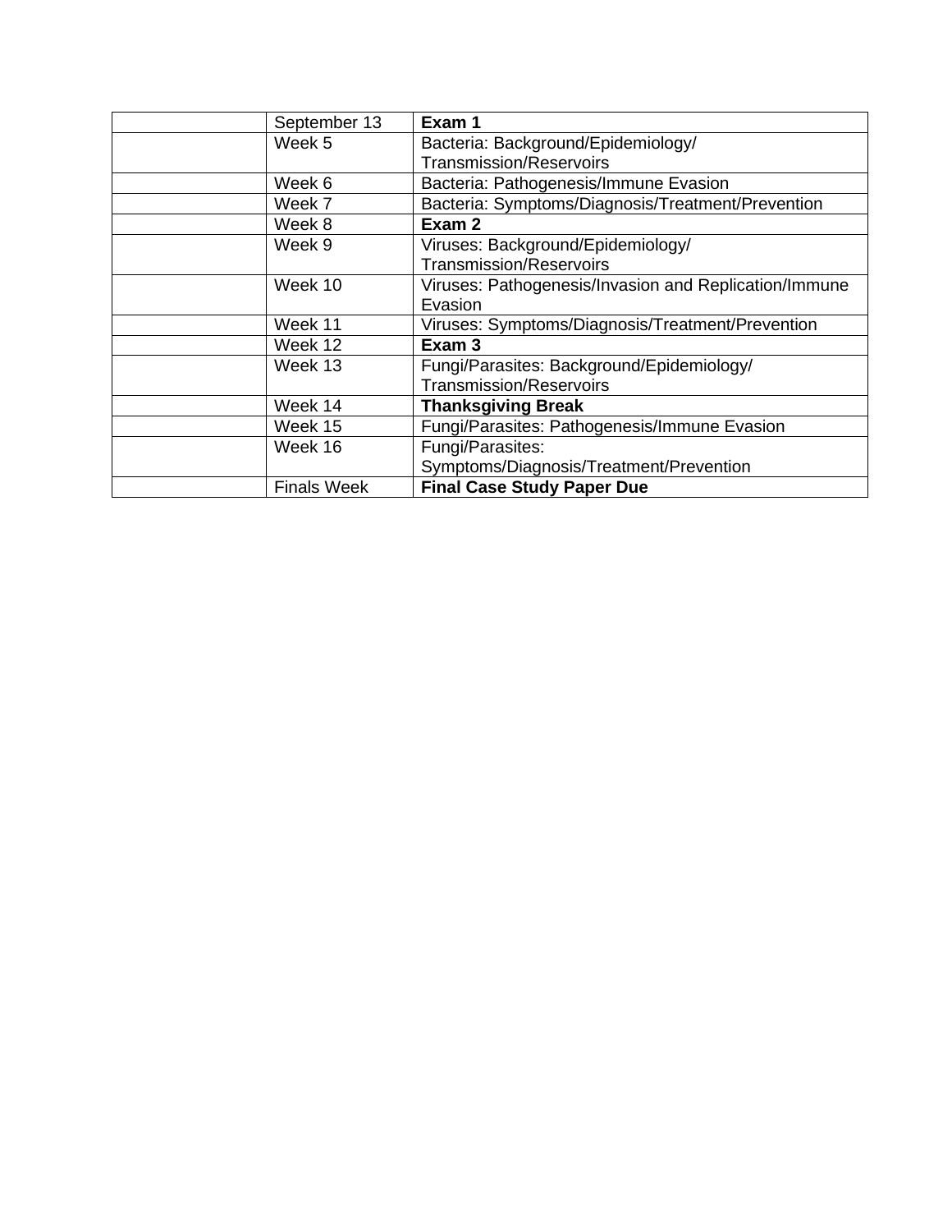| | | |
|---|---|---|
| | September 13 | **Exam 1** |
| | Week 5 | Bacteria: Background/Epidemiology/ Transmission/Reservoirs |
| | Week 6 | Bacteria: Pathogenesis/Immune Evasion |
| | Week 7 | Bacteria: Symptoms/Diagnosis/Treatment/Prevention |
| | Week 8 | **Exam 2** |
| | Week 9 | Viruses: Background/Epidemiology/ Transmission/Reservoirs |
| | Week 10 | Viruses: Pathogenesis/Invasion and Replication/Immune Evasion |
| | Week 11 | Viruses: Symptoms/Diagnosis/Treatment/Prevention |
| | Week 12 | **Exam 3** |
| | Week 13 | Fungi/Parasites: Background/Epidemiology/ Transmission/Reservoirs |
| | Week 14 | **Thanksgiving Break** |
| | Week 15 | Fungi/Parasites: Pathogenesis/Immune Evasion |
| | Week 16 | Fungi/Parasites: Symptoms/Diagnosis/Treatment/Prevention |
| | Finals Week | **Final Case Study Paper Due** |